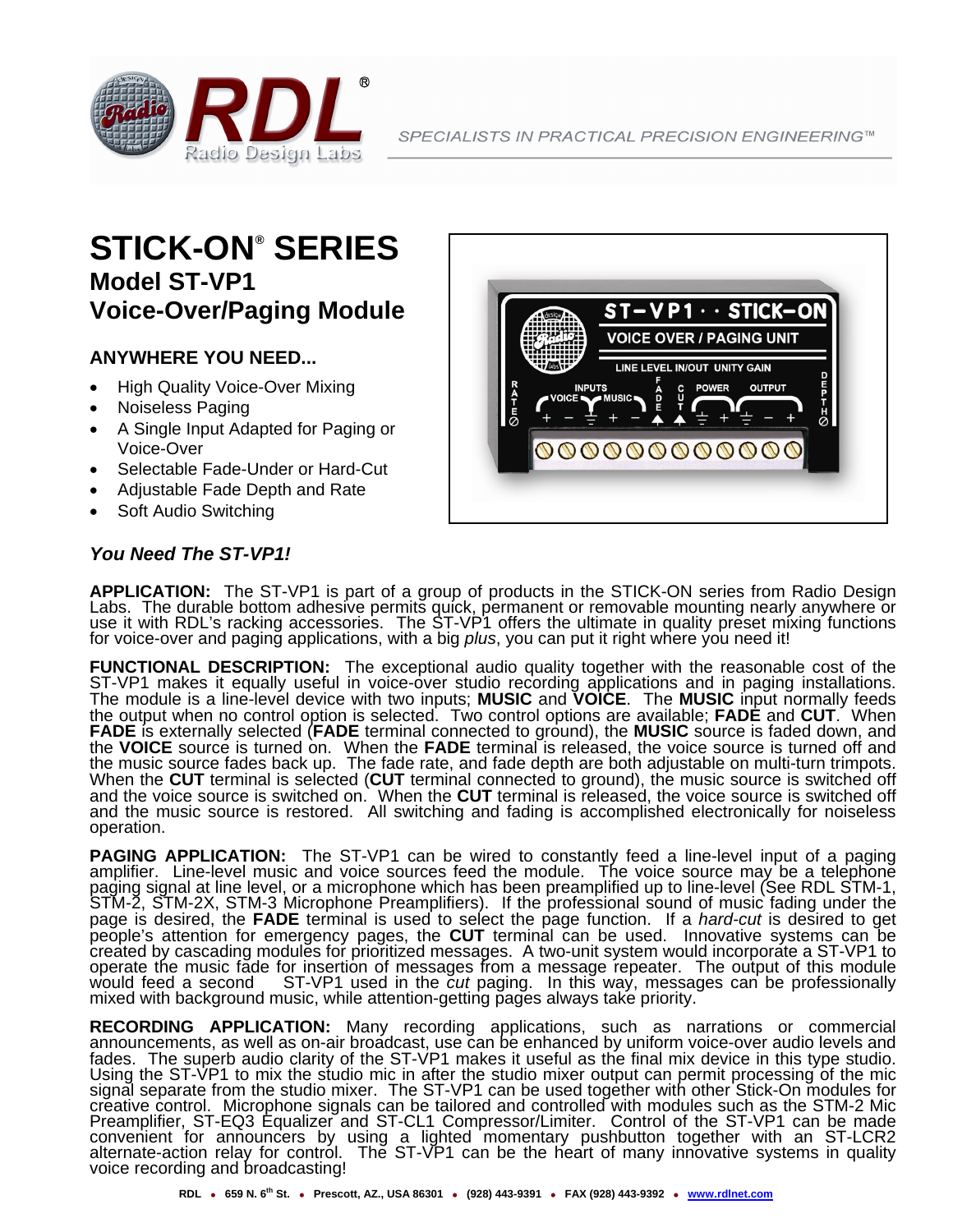# STICK-ON® SERIES

## Model ST-VP1
## Voice-Over/Paging Module

### ANYWHERE YOU NEED...

- High Quality Voice-Over Mixing
- Noiseless Paging
- A Single Input Adapted for Paging or Voice-Over
- Selectable Fade-Under or Hard-Cut
- Adjustable Fade Depth and Rate
- Soft Audio Switching

***You Need The ST-VP1!***

**APPLICATION:** The ST-VP1 is part of a group of products in the STICK-ON series from Radio Design Labs. The durable bottom adhesive permits quick, permanent or removable mounting nearly anywhere or use it with RDL's racking accessories. The ST-VP1 offers the ultimate in quality preset mixing functions for voice-over and paging applications, with a big *plus*, you can put it right where you need it!

**FUNCTIONAL DESCRIPTION:** The exceptional audio quality together with the reasonable cost of the ST-VP1 makes it equally useful in voice-over studio recording applications and in paging installations. The module is a line-level device with two inputs; **MUSIC** and **VOICE**. The **MUSIC** input normally feeds the output when no control option is selected. Two control options are available; **FADE** and **CUT**. When **FADE** is externally selected (**FADE** terminal connected to ground), the **MUSIC** source is faded down, and the **VOICE** source is turned on. When the **FADE** terminal is released, the voice source is turned off and the music source fades back up. The fade rate, and fade depth are both adjustable on multi-turn trimpots. When the **CUT** terminal is selected (**CUT** terminal connected to ground), the music source is switched off and the voice source is switched on. When the **CUT** terminal is released, the voice source is switched off and the music source is restored. All switching and fading is accomplished electronically for noiseless operation.

**PAGING APPLICATION:** The ST-VP1 can be wired to constantly feed a line-level input of a paging amplifier. Line-level music and voice sources feed the module. The voice source may be a telephone paging signal at line level, or a microphone which has been preamplified up to line-level (See RDL STM-1, STM-2, STM-2X, STM-3 Microphone Preamplifiers). If the professional sound of music fading under the page is desired, the **FADE** terminal is used to select the page function. If a *hard-cut* is desired to get people's attention for emergency pages, the **CUT** terminal can be used. Innovative systems can be created by cascading modules for prioritized messages. A two-unit system would incorporate a ST-VP1 to operate the music fade for insertion of messages from a message repeater. The output of this module would feed a second ST-VP1 used in the *cut* paging. In this way, messages can be professionally mixed with background music, while attention-getting pages always take priority.

**RECORDING APPLICATION:** Many recording applications, such as narrations or commercial announcements, as well as on-air broadcast, use can be enhanced by uniform voice-over audio levels and fades. The superb audio clarity of the ST-VP1 makes it useful as the final mix device in this type studio. Using the ST-VP1 to mix the studio mic in after the studio mixer output can permit processing of the mic signal separate from the studio mixer. The ST-VP1 can be used together with other Stick-On modules for creative control. Microphone signals can be tailored and controlled with modules such as the STM-2 Mic Preamplifier, ST-EQ3 Equalizer and ST-CL1 Compressor/Limiter. Control of the ST-VP1 can be made convenient for announcers by using a lighted momentary pushbutton together with an ST-LCR2 alternate-action relay for control. The ST-VP1 can be the heart of many innovative systems in quality voice recording and broadcasting!

RDL • 659 N. 6th St. • Prescott, AZ., USA 86301 • (928) 443-9391 • FAX (928) 443-9392 • www.rdlnet.com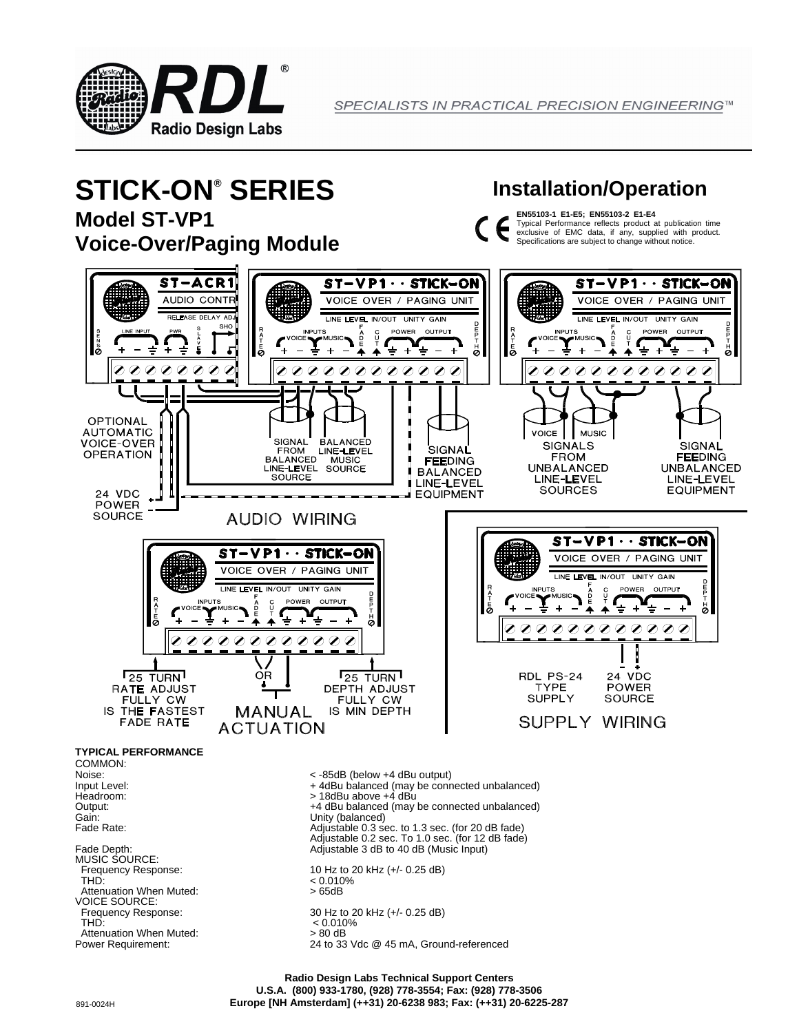# STICK-ON® SERIES

## Model ST-VP1
## Voice-Over/Paging Module

## Installation/Operation

**EN55103-1 E1-E5; EN55103-2 E1-E4**
Typical Performance reflects product at publication time exclusive of EMC data, if any, supplied with product. Specifications are subject to change without notice.

AUDIO WIRING

OPTIONAL AUTOMATIC VOICE-OVER OPERATION

24 VDC POWER SOURCE

SIGNAL FROM BALANCED LINE-LEVEL SOURCE

BALANCED LINE-LEVEL MUSIC SOURCE

SIGNAL FEEDING BALANCED LINE-LEVEL EQUIPMENT

VOICE MUSIC SIGNALS FROM UNBALANCED LINE-LEVEL SOURCES

SIGNAL FEEDING UNBALANCED LINE-LEVEL EQUIPMENT

25 TURN RATE ADJUST FULLY CW IS THE FASTEST FADE RATE

OR MANUAL ACTUATION

25 TURN DEPTH ADJUST FULLY CW IS MIN DEPTH

RDL PS-24 TYPE SUPPLY

24 VDC POWER SOURCE

SUPPLY WIRING

**TYPICAL PERFORMANCE**

| | |
|---|---|
| COMMON: | |
| Noise: | < -85dB (below +4 dBu output) |
| Input Level: | + 4dBu balanced (may be connected unbalanced) |
| Headroom: | > 18dBu above +4 dBu |
| Output: | +4 dBu balanced (may be connected unbalanced) |
| Gain: | Unity (balanced) |
| Fade Rate: | Adjustable 0.3 sec. to 1.3 sec. (for 20 dB fade)<br>Adjustable 0.2 sec. To 1.0 sec. (for 12 dB fade) |
| Fade Depth: | Adjustable 3 dB to 40 dB (Music Input) |
| MUSIC SOURCE: | |
| Frequency Response: | 10 Hz to 20 kHz (+/- 0.25 dB) |
| THD: | < 0.010% |
| Attenuation When Muted: | > 65dB |
| VOICE SOURCE: | |
| Frequency Response: | 30 Hz to 20 kHz (+/- 0.25 dB) |
| THD: | < 0.010% |
| Attenuation When Muted: | > 80 dB |
| Power Requirement: | 24 to 33 Vdc @ 45 mA, Ground-referenced |

**Radio Design Labs Technical Support Centers**
**U.S.A. (800) 933-1780, (928) 778-3554; Fax: (928) 778-3506**
**Europe [NH Amsterdam] (++31) 20-6238 983; Fax: (++31) 20-6225-287**

891-0024H